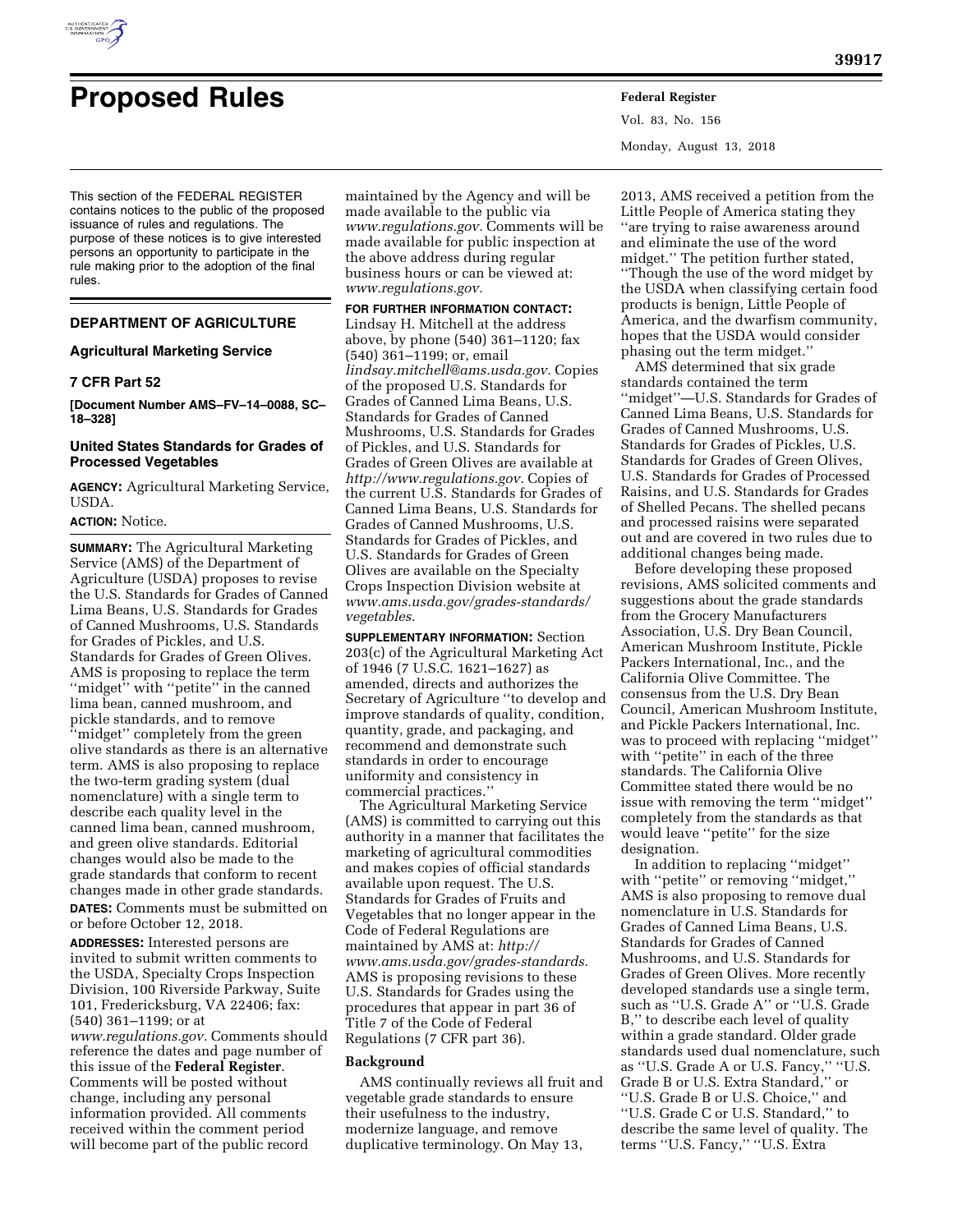# Proposed Rules

This section of the FEDERAL REGISTER contains notices to the public of the proposed issuance of rules and regulations. The purpose of these notices is to give interested persons an opportunity to participate in the rule making prior to the adoption of the final rules.

## DEPARTMENT OF AGRICULTURE

### Agricultural Marketing Service

### 7 CFR Part 52

**[Document Number AMS–FV–14–0088, SC–18–328]**

### United States Standards for Grades of Processed Vegetables

**AGENCY:** Agricultural Marketing Service, USDA.

**ACTION:** Notice.

**SUMMARY:** The Agricultural Marketing Service (AMS) of the Department of Agriculture (USDA) proposes to revise the U.S. Standards for Grades of Canned Lima Beans, U.S. Standards for Grades of Canned Mushrooms, U.S. Standards for Grades of Pickles, and U.S. Standards for Grades of Green Olives. AMS is proposing to replace the term ''midget'' with ''petite'' in the canned lima bean, canned mushroom, and pickle standards, and to remove ''midget'' completely from the green olive standards as there is an alternative term. AMS is also proposing to replace the two-term grading system (dual nomenclature) with a single term to describe each quality level in the canned lima bean, canned mushroom, and green olive standards. Editorial changes would also be made to the grade standards that conform to recent changes made in other grade standards.

**DATES:** Comments must be submitted on or before October 12, 2018.

**ADDRESSES:** Interested persons are invited to submit written comments to the USDA, Specialty Crops Inspection Division, 100 Riverside Parkway, Suite 101, Fredericksburg, VA 22406; fax: (540) 361–1199; or at *www.regulations.gov.* Comments should reference the dates and page number of this issue of the **Federal Register**. Comments will be posted without change, including any personal information provided. All comments received within the comment period will become part of the public record maintained by the Agency and will be made available to the public via *www.regulations.gov.* Comments will be made available for public inspection at the above address during regular business hours or can be viewed at: *www.regulations.gov.*

**FOR FURTHER INFORMATION CONTACT:** Lindsay H. Mitchell at the address above, by phone (540) 361–1120; fax (540) 361–1199; or, email *lindsay.mitchell@ams.usda.gov.* Copies of the proposed U.S. Standards for Grades of Canned Lima Beans, U.S. Standards for Grades of Canned Mushrooms, U.S. Standards for Grades of Pickles, and U.S. Standards for Grades of Green Olives are available at *http://www.regulations.gov.* Copies of the current U.S. Standards for Grades of Canned Lima Beans, U.S. Standards for Grades of Canned Mushrooms, U.S. Standards for Grades of Pickles, and U.S. Standards for Grades of Green Olives are available on the Specialty Crops Inspection Division website at *www.ams.usda.gov/grades-standards/vegetables.*

**SUPPLEMENTARY INFORMATION:** Section 203(c) of the Agricultural Marketing Act of 1946 (7 U.S.C. 1621–1627) as amended, directs and authorizes the Secretary of Agriculture ''to develop and improve standards of quality, condition, quantity, grade, and packaging, and recommend and demonstrate such standards in order to encourage uniformity and consistency in commercial practices.''

The Agricultural Marketing Service (AMS) is committed to carrying out this authority in a manner that facilitates the marketing of agricultural commodities and makes copies of official standards available upon request. The U.S. Standards for Grades of Fruits and Vegetables that no longer appear in the Code of Federal Regulations are maintained by AMS at: *http://www.ams.usda.gov/grades-standards.* AMS is proposing revisions to these U.S. Standards for Grades using the procedures that appear in part 36 of Title 7 of the Code of Federal Regulations (7 CFR part 36).

**Background**

AMS continually reviews all fruit and vegetable grade standards to ensure their usefulness to the industry, modernize language, and remove duplicative terminology. On May 13, 2013, AMS received a petition from the Little People of America stating they ''are trying to raise awareness around and eliminate the use of the word midget.'' The petition further stated, ''Though the use of the word midget by the USDA when classifying certain food products is benign, Little People of America, and the dwarfism community, hopes that the USDA would consider phasing out the term midget.''

AMS determined that six grade standards contained the term ''midget''—U.S. Standards for Grades of Canned Lima Beans, U.S. Standards for Grades of Canned Mushrooms, U.S. Standards for Grades of Pickles, U.S. Standards for Grades of Green Olives, U.S. Standards for Grades of Processed Raisins, and U.S. Standards for Grades of Shelled Pecans. The shelled pecans and processed raisins were separated out and are covered in two rules due to additional changes being made.

Before developing these proposed revisions, AMS solicited comments and suggestions about the grade standards from the Grocery Manufacturers Association, U.S. Dry Bean Council, American Mushroom Institute, Pickle Packers International, Inc., and the California Olive Committee. The consensus from the U.S. Dry Bean Council, American Mushroom Institute, and Pickle Packers International, Inc. was to proceed with replacing ''midget'' with ''petite'' in each of the three standards. The California Olive Committee stated there would be no issue with removing the term ''midget'' completely from the standards as that would leave ''petite'' for the size designation.

In addition to replacing ''midget'' with ''petite'' or removing ''midget,'' AMS is also proposing to remove dual nomenclature in U.S. Standards for Grades of Canned Lima Beans, U.S. Standards for Grades of Canned Mushrooms, and U.S. Standards for Grades of Green Olives. More recently developed standards use a single term, such as ''U.S. Grade A'' or ''U.S. Grade B,'' to describe each level of quality within a grade standard. Older grade standards used dual nomenclature, such as ''U.S. Grade A or U.S. Fancy,'' ''U.S. Grade B or U.S. Extra Standard,'' or ''U.S. Grade B or U.S. Choice,'' and ''U.S. Grade C or U.S. Standard,'' to describe the same level of quality. The terms ''U.S. Fancy,'' ''U.S. Extra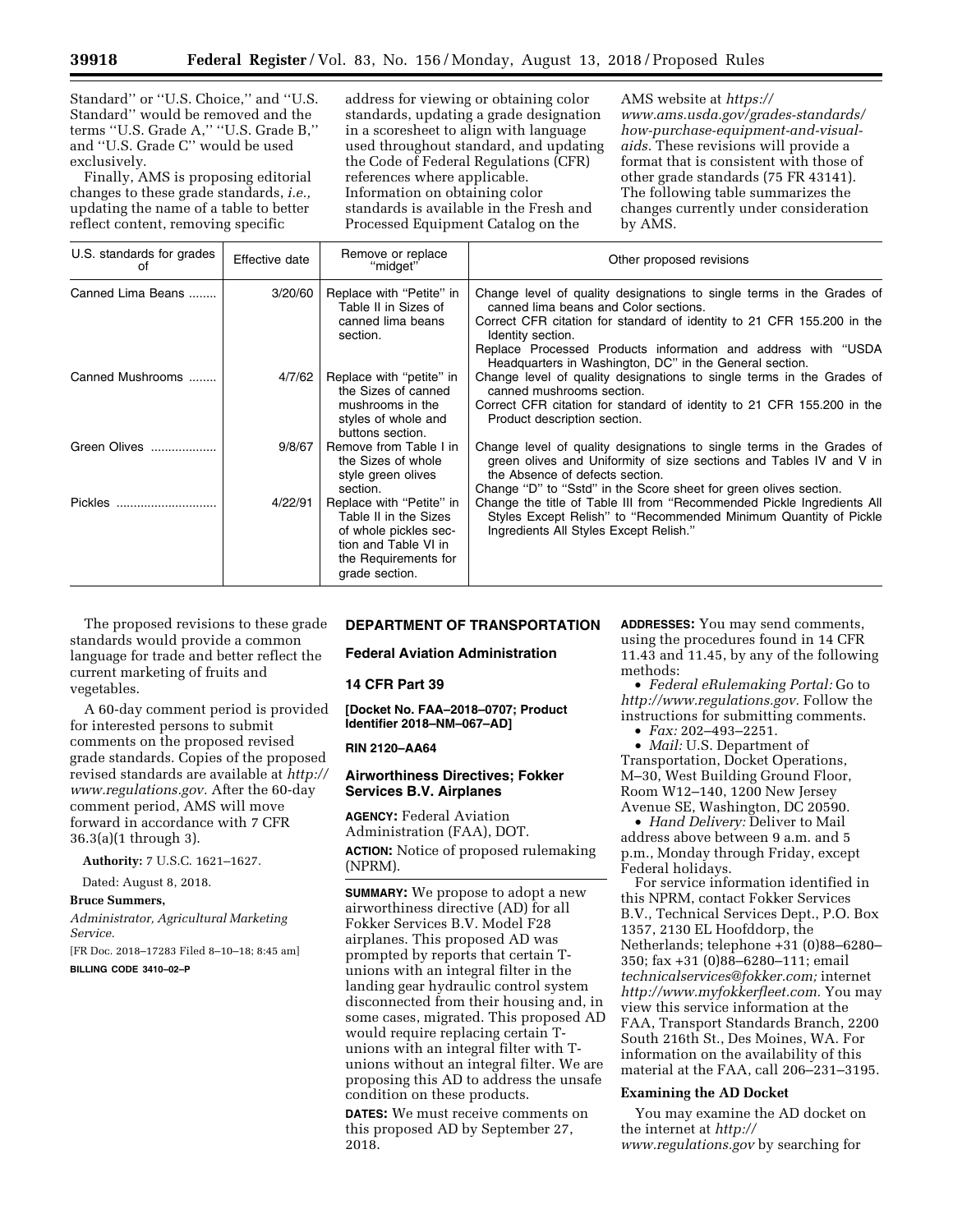Standard'' or ''U.S. Choice,'' and ''U.S. Standard'' would be removed and the terms ''U.S. Grade A,'' ''U.S. Grade B,'' and ''U.S. Grade C'' would be used exclusively.

Finally, AMS is proposing editorial changes to these grade standards, *i.e.,* updating the name of a table to better reflect content, removing specific address for viewing or obtaining color standards, updating a grade designation in a scoresheet to align with language used throughout standard, and updating the Code of Federal Regulations (CFR) references where applicable. Information on obtaining color standards is available in the Fresh and Processed Equipment Catalog on the AMS website at *https://www.ams.usda.gov/grades-standards/how-purchase-equipment-and-visual-aids.* These revisions will provide a format that is consistent with those of other grade standards (75 FR 43141). The following table summarizes the changes currently under consideration by AMS.

| U.S. standards for grades of | Effective date | Remove or replace ''midget'' | Other proposed revisions |
|---|---|---|---|
| Canned Lima Beans | 3/20/60 | Replace with ''Petite'' in Table II in Sizes of canned lima beans section. | Change level of quality designations to single terms in the Grades of canned lima beans and Color sections. Correct CFR citation for standard of identity to 21 CFR 155.200 in the Identity section. Replace Processed Products information and address with ''USDA Headquarters in Washington, DC'' in the General section. |
| Canned Mushrooms | 4/7/62 | Replace with ''petite'' in the Sizes of canned mushrooms in the styles of whole and buttons section. | Change level of quality designations to single terms in the Grades of canned mushrooms section. Correct CFR citation for standard of identity to 21 CFR 155.200 in the Product description section. |
| Green Olives | 9/8/67 | Remove from Table I in the Sizes of whole style green olives section. | Change level of quality designations to single terms in the Grades of green olives and Uniformity of size sections and Tables IV and V in the Absence of defects section. Change ''D'' to ''Sstd'' in the Score sheet for green olives section. |
| Pickles | 4/22/91 | Replace with ''Petite'' in Table II in the Sizes of whole pickles section and Table VI in the Requirements for grade section. | Change the title of Table III from ''Recommended Pickle Ingredients All Styles Except Relish'' to ''Recommended Minimum Quantity of Pickle Ingredients All Styles Except Relish.'' |

The proposed revisions to these grade standards would provide a common language for trade and better reflect the current marketing of fruits and vegetables.

A 60-day comment period is provided for interested persons to submit comments on the proposed revised grade standards. Copies of the proposed revised standards are available at *http://www.regulations.gov.* After the 60-day comment period, AMS will move forward in accordance with 7 CFR 36.3(a)(1 through 3).

**Authority:** 7 U.S.C. 1621–1627.

Dated: August 8, 2018.

**Bruce Summers,**

*Administrator, Agricultural Marketing Service.*

[FR Doc. 2018–17283 Filed 8–10–18; 8:45 am]

**BILLING CODE 3410–02–P**

## DEPARTMENT OF TRANSPORTATION

### Federal Aviation Administration

### 14 CFR Part 39

**[Docket No. FAA–2018–0707; Product Identifier 2018–NM–067–AD]**

**RIN 2120–AA64**

### Airworthiness Directives; Fokker Services B.V. Airplanes

**AGENCY:** Federal Aviation Administration (FAA), DOT.

**ACTION:** Notice of proposed rulemaking (NPRM).

**SUMMARY:** We propose to adopt a new airworthiness directive (AD) for all Fokker Services B.V. Model F28 airplanes. This proposed AD was prompted by reports that certain T-unions with an integral filter in the landing gear hydraulic control system disconnected from their housing and, in some cases, migrated. This proposed AD would require replacing certain T-unions with an integral filter with T-unions without an integral filter. We are proposing this AD to address the unsafe condition on these products.

**DATES:** We must receive comments on this proposed AD by September 27, 2018.

**ADDRESSES:** You may send comments, using the procedures found in 14 CFR 11.43 and 11.45, by any of the following methods:

- *Federal eRulemaking Portal:* Go to *http://www.regulations.gov.* Follow the instructions for submitting comments.
- *Fax:* 202–493–2251.
- *Mail:* U.S. Department of Transportation, Docket Operations, M–30, West Building Ground Floor, Room W12–140, 1200 New Jersey Avenue SE, Washington, DC 20590.
- *Hand Delivery:* Deliver to Mail address above between 9 a.m. and 5 p.m., Monday through Friday, except Federal holidays.

For service information identified in this NPRM, contact Fokker Services B.V., Technical Services Dept., P.O. Box 1357, 2130 EL Hoofddorp, the Netherlands; telephone +31 (0)88–6280–350; fax +31 (0)88–6280–111; email *technicalservices@fokker.com;* internet *http://www.myfokkerfleet.com.* You may view this service information at the FAA, Transport Standards Branch, 2200 South 216th St., Des Moines, WA. For information on the availability of this material at the FAA, call 206–231–3195.

**Examining the AD Docket**

You may examine the AD docket on the internet at *http://www.regulations.gov* by searching for